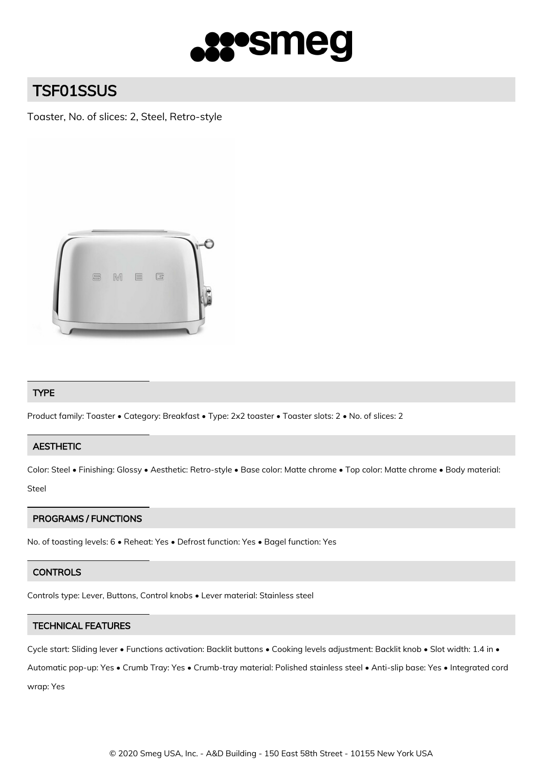# TSF01SSUS

Toaster, No. of slices: 2, Steel, Retro-style

## TYPE

Product family: Toaster • Category: Breakfast • Type: 2x2 toaster • Toaster slots: 2 • No. of slices: 2

## AESTHETIC

Color: Steel • Finishing: Glossy • Aesthetic: Retro-style • Base color: Matte chrome • Top color: Matte chrome • Body material: Steel

## PROGRAMS / FUNCTIONS

No. of toasting levels: 6 • Reheat: Yes • Defrost function: Yes • Bagel function: Yes

## CONTROLS

Controls type: Lever, Buttons, Control knobs • Lever material: Stainless steel

## TECHNICAL FEATURES

Cycle start: Sliding lever • Functions activation: Backlit buttons • Cooking levels adjustment: Backlit knob • Slot width: 1.4 in • Automatic pop-up: Yes • Crumb Tray: Yes • Crumb-tray material: Polished stainless steel • Anti-slip base: Yes • Integrated cord wrap: Yes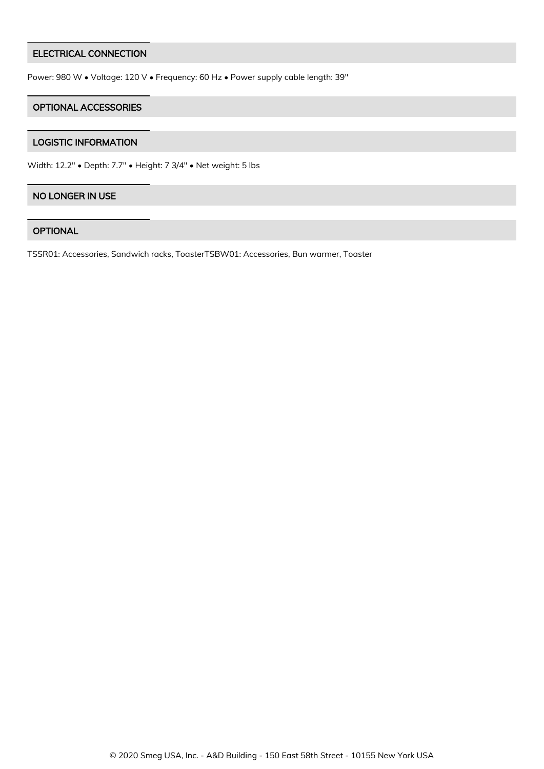## ELECTRICAL CONNECTION

Power: 980 W • Voltage: 120 V • Frequency: 60 Hz • Power supply cable length: 39"

## OPTIONAL ACCESSORIES

## LOGISTIC INFORMATION

Width: 12.2" • Depth: 7.7" • Height: 7 3/4" • Net weight: 5 lbs

## NO LONGER IN USE

## OPTIONAL

TSSR01: Accessories, Sandwich racks, ToasterTSBW01: Accessories, Bun warmer, Toaster

© 2020 Smeg USA, Inc. - A&D Building - 150 East 58th Street - 10155 New York USA